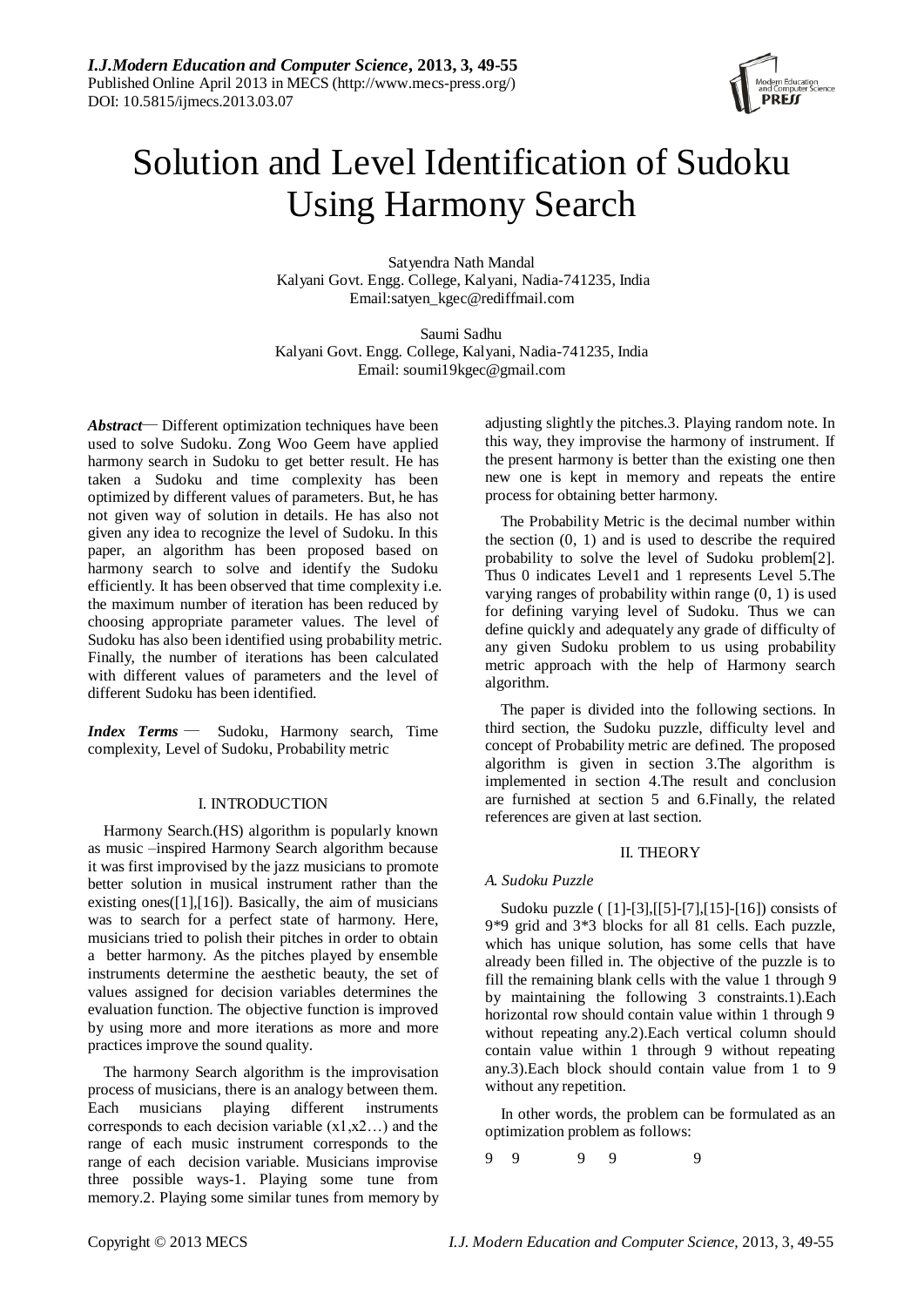# Solution and Level Identification of Sudoku Using Harmony Search

Satyendra Nath Mandal
Kalyani Govt. Engg. College, Kalyani, Nadia-741235, India
Email:satyen_kgec@rediffmail.com

Saumi Sadhu
Kalyani Govt. Engg. College, Kalyani, Nadia-741235, India
Email: soumi19kgec@gmail.com

***Abstract*****—** Different optimization techniques have been used to solve Sudoku. Zong Woo Geem have applied harmony search in Sudoku to get better result. He has taken a Sudoku and time complexity has been optimized by different values of parameters. But, he has not given way of solution in details. He has also not given any idea to recognize the level of Sudoku. In this paper, an algorithm has been proposed based on harmony search to solve and identify the Sudoku efficiently. It has been observed that time complexity i.e. the maximum number of iteration has been reduced by choosing appropriate parameter values. The level of Sudoku has also been identified using probability metric. Finally, the number of iterations has been calculated with different values of parameters and the level of different Sudoku has been identified.

***Index Terms*** — Sudoku, Harmony search, Time complexity, Level of Sudoku, Probability metric

## I. INTRODUCTION

Harmony Search.(HS) algorithm is popularly known as music –inspired Harmony Search algorithm because it was first improvised by the jazz musicians to promote better solution in musical instrument rather than the existing ones([1],[16]). Basically, the aim of musicians was to search for a perfect state of harmony. Here, musicians tried to polish their pitches in order to obtain a better harmony. As the pitches played by ensemble instruments determine the aesthetic beauty, the set of values assigned for decision variables determines the evaluation function. The objective function is improved by using more and more iterations as more and more practices improve the sound quality.

The harmony Search algorithm is the improvisation process of musicians, there is an analogy between them. Each musicians playing different instruments corresponds to each decision variable (x1,x2…) and the range of each music instrument corresponds to the range of each decision variable. Musicians improvise three possible ways-1. Playing some tune from memory.2. Playing some similar tunes from memory by adjusting slightly the pitches.3. Playing random note. In this way, they improvise the harmony of instrument. If the present harmony is better than the existing one then new one is kept in memory and repeats the entire process for obtaining better harmony.

The Probability Metric is the decimal number within the section (0, 1) and is used to describe the required probability to solve the level of Sudoku problem[2]. Thus 0 indicates Level1 and 1 represents Level 5.The varying ranges of probability within range (0, 1) is used for defining varying level of Sudoku. Thus we can define quickly and adequately any grade of difficulty of any given Sudoku problem to us using probability metric approach with the help of Harmony search algorithm.

The paper is divided into the following sections. In third section, the Sudoku puzzle, difficulty level and concept of Probability metric are defined. The proposed algorithm is given in section 3.The algorithm is implemented in section 4.The result and conclusion are furnished at section 5 and 6.Finally, the related references are given at last section.

## II. THEORY

### *A. Sudoku Puzzle*

Sudoku puzzle ( [1]-[3],[[5]-[7],[15]-[16]) consists of 9*9 grid and 3*3 blocks for all 81 cells. Each puzzle, which has unique solution, has some cells that have already been filled in. The objective of the puzzle is to fill the remaining blank cells with the value 1 through 9 by maintaining the following 3 constraints.1).Each horizontal row should contain value within 1 through 9 without repeating any.2).Each vertical column should contain value within 1 through 9 without repeating any.3).Each block should contain value from 1 to 9 without any repetition.

In other words, the problem can be formulated as an optimization problem as follows:

9 9 9 9 9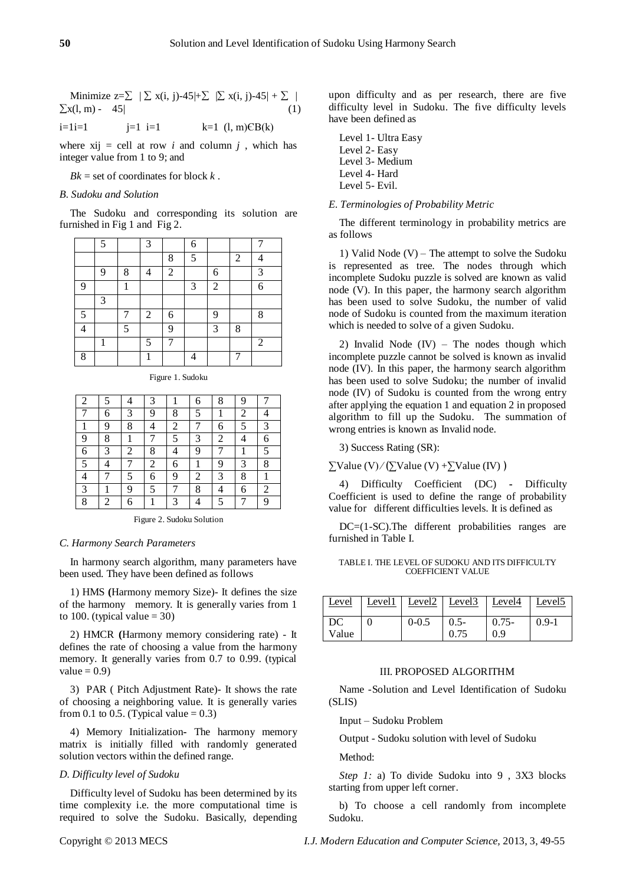Minimize z=∑ | ∑ x(i, j)-45|+∑ |∑ x(i, j)-45| + ∑ | ∑x(l, m) - 45| (1)

i=1i=1 j=1 i=1 k=1 (l, m)ЄB(k)

where xij = cell at row *i* and column *j* , which has integer value from 1 to 9; and

*Bk* = set of coordinates for block *k* .

### *B. Sudoku and Solution*

The Sudoku and corresponding its solution are furnished in Fig 1 and Fig 2.

| | | | | | | | | |
|---|---|---|---|---|---|---|---|---|
| | 5 | | 3 | | 6 | | | 7 |
| | | | | 8 | 5 | | 2 | 4 |
| | 9 | 8 | 4 | 2 | | 6 | | 3 |
| 9 | | 1 | | | 3 | 2 | | 6 |
| | 3 | | | | | | | |
| 5 | | 7 | 2 | 6 | | 9 | | 8 |
| 4 | | 5 | | 9 | | 3 | 8 | |
| | 1 | | 5 | 7 | | | | 2 |
| 8 | | | 1 | | 4 | | 7 | |

Figure 1. Sudoku

| | | | | | | | | |
|---|---|---|---|---|---|---|---|---|
| 2 | 5 | 4 | 3 | 1 | 6 | 8 | 9 | 7 |
| 7 | 6 | 3 | 9 | 8 | 5 | 1 | 2 | 4 |
| 1 | 9 | 8 | 4 | 2 | 7 | 6 | 5 | 3 |
| 9 | 8 | 1 | 7 | 5 | 3 | 2 | 4 | 6 |
| 6 | 3 | 2 | 8 | 4 | 9 | 7 | 1 | 5 |
| 5 | 4 | 7 | 2 | 6 | 1 | 9 | 3 | 8 |
| 4 | 7 | 5 | 6 | 9 | 2 | 3 | 8 | 1 |
| 3 | 1 | 9 | 5 | 7 | 8 | 4 | 6 | 2 |
| 8 | 2 | 6 | 1 | 3 | 4 | 5 | 7 | 9 |

Figure 2. Sudoku Solution

### *C. Harmony Search Parameters*

In harmony search algorithm, many parameters have been used. They have been defined as follows

1) HMS **(**Harmony memory Size)- It defines the size of the harmony memory. It is generally varies from 1 to 100. (typical value = 30)

2) HMCR **(**Harmony memory considering rate) - It defines the rate of choosing a value from the harmony memory. It generally varies from 0.7 to 0.99. (typical value = 0.9)

3) PAR ( Pitch Adjustment Rate)- It shows the rate of choosing a neighboring value. It is generally varies from 0.1 to 0.5. (Typical value = 0.3)

4) Memory Initialization**-** The harmony memory matrix is initially filled with randomly generated solution vectors within the defined range.

### *D. Difficulty level of Sudoku*

Difficulty level of Sudoku has been determined by its time complexity i.e. the more computational time is required to solve the Sudoku. Basically, depending upon difficulty and as per research, there are five difficulty level in Sudoku. The five difficulty levels have been defined as

Level 1- Ultra Easy
Level 2- Easy
Level 3- Medium
Level 4- Hard
Level 5- Evil.

### *E. Terminologies of Probability Metric*

The different terminology in probability metrics are as follows

1) Valid Node (V) – The attempt to solve the Sudoku is represented as tree. The nodes through which incomplete Sudoku puzzle is solved are known as valid node (V). In this paper, the harmony search algorithm has been used to solve Sudoku, the number of valid node of Sudoku is counted from the maximum iteration which is needed to solve of a given Sudoku.

2) Invalid Node (IV) – The nodes though which incomplete puzzle cannot be solved is known as invalid node (IV). In this paper, the harmony search algorithm has been used to solve Sudoku; the number of invalid node (IV) of Sudoku is counted from the wrong entry after applying the equation 1 and equation 2 in proposed algorithm to fill up the Sudoku. The summation of wrong entries is known as Invalid node.

3) Success Rating (SR):

∑Value (V) ⁄ (∑Value (V) +∑Value (IV) )

4) Difficulty Coefficient (DC) **-** Difficulty Coefficient is used to define the range of probability value for different difficulties levels. It is defined as

DC=(1-SC).The different probabilities ranges are furnished in Table I.

TABLE I. THE LEVEL OF SUDOKU AND ITS DIFFICULTY COEFFICIENT VALUE

| Level | Level1 | Level2 | Level3 | Level4 | Level5 |
|---|---|---|---|---|---|
| DC Value | 0 | 0-0.5 | 0.5-0.75 | 0.75-0.9 | 0.9-1 |

## III. PROPOSED ALGORITHM

Name -Solution and Level Identification of Sudoku (SLIS)

Input – Sudoku Problem

Output - Sudoku solution with level of Sudoku

Method:

*Step 1:* a) To divide Sudoku into 9 , 3X3 blocks starting from upper left corner.

b) To choose a cell randomly from incomplete Sudoku.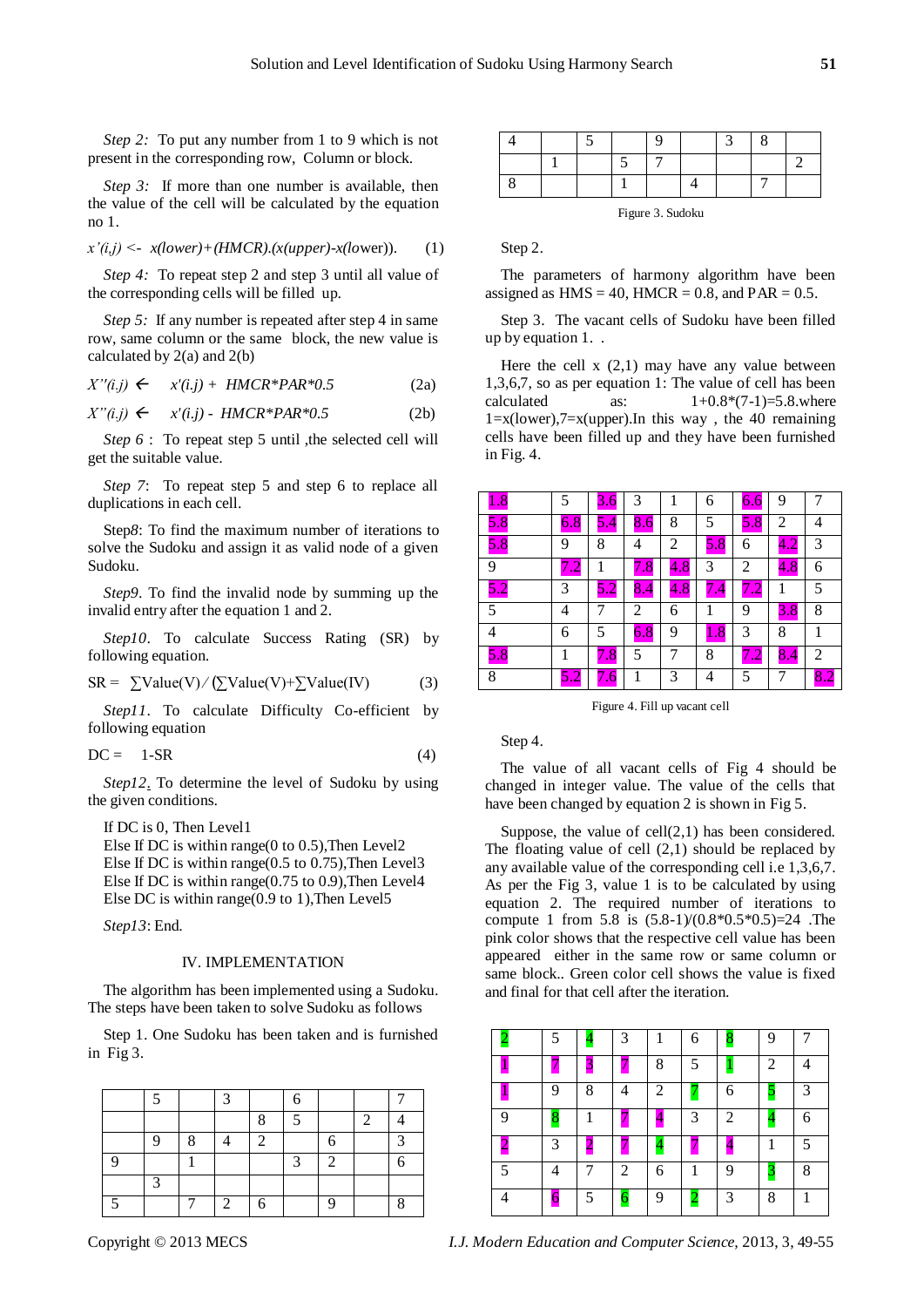*Step 2:* To put any number from 1 to 9 which is not present in the corresponding row, Column or block.

*Step 3:* If more than one number is available, then the value of the cell will be calculated by the equation no 1.

$$x'(i,j) \leftarrow x(lower)+(HMCR).(x(upper)-x(lower)). \quad (1)$$

*Step 4:* To repeat step 2 and step 3 until all value of the corresponding cells will be filled up.

*Step 5:* If any number is repeated after step 4 in same row, same column or the same block, the new value is calculated by 2(a) and 2(b)

$$X''(i,j) \leftarrow x'(i,j) + HMCR*PAR*0.5 \quad (2a)$$

$$X''(i,j) \leftarrow x'(i,j) - HMCR*PAR*0.5 \quad (2b)$$

*Step 6* : To repeat step 5 until ,the selected cell will get the suitable value.

*Step 7*: To repeat step 5 and step 6 to replace all duplications in each cell.

Step*8*: To find the maximum number of iterations to solve the Sudoku and assign it as valid node of a given Sudoku.

*Step9*. To find the invalid node by summing up the invalid entry after the equation 1 and 2.

*Step10*. To calculate Success Rating (SR) by following equation.

$$SR = \sum Value(V) / (\sum Value(V)+\sum Value(IV) \quad (3)$$

*Step11*. To calculate Difficulty Co-efficient by following equation

$$DC = 1\text{-}SR \quad (4)$$

*Step12*. To determine the level of Sudoku by using the given conditions.

If DC is 0, Then Level1
Else If DC is within range(0 to 0.5),Then Level2
Else If DC is within range(0.5 to 0.75),Then Level3
Else If DC is within range(0.75 to 0.9),Then Level4
Else DC is within range(0.9 to 1),Then Level5

*Step13*: End.

## IV. IMPLEMENTATION

The algorithm has been implemented using a Sudoku. The steps have been taken to solve Sudoku as follows

Step 1. One Sudoku has been taken and is furnished in Fig 3.

| | | | | | | | | |
|---|---|---|---|---|---|---|---|---|
| | 5 | | 3 | | 6 | | | 7 |
| | | | | 8 | 5 | | 2 | 4 |
| | 9 | 8 | 4 | 2 | | 6 | | 3 |
| 9 | | 1 | | | 3 | 2 | | 6 |
| | 3 | | | | | | | |
| 5 | | 7 | 2 | 6 | | 9 | | 8 |
| 4 | | 5 | | 9 | | 3 | 8 | |
| | 1 | | 5 | 7 | | | | 2 |
| 8 | | | 1 | | 4 | | 7 | |

Figure 3. Sudoku

Step 2.

The parameters of harmony algorithm have been assigned as HMS = 40, HMCR = 0.8, and PAR = 0.5.

Step 3. The vacant cells of Sudoku have been filled up by equation 1. .

Here the cell x (2,1) may have any value between 1,3,6,7, so as per equation 1: The value of cell has been calculated as: 1+0.8*(7-1)=5.8.where 1=x(lower),7=x(upper).In this way , the 40 remaining cells have been filled up and they have been furnished in Fig. 4.

| | | | | | | | | |
|---|---|---|---|---|---|---|---|---|
| 1.8 | 5 | 3.6 | 3 | 1 | 6 | 6.6 | 9 | 7 |
| 5.8 | 6.8 | 5.4 | 8.6 | 8 | 5 | 5.8 | 2 | 4 |
| 5.8 | 9 | 8 | 4 | 2 | 5.8 | 6 | 4.2 | 3 |
| 9 | 7.2 | 1 | 7.8 | 4.8 | 3 | 2 | 4.8 | 6 |
| 5.2 | 3 | 5.2 | 8.4 | 4.8 | 7.4 | 7.2 | 1 | 5 |
| 5 | 4 | 7 | 2 | 6 | 1 | 9 | 3.8 | 8 |
| 4 | 6 | 5 | 6.8 | 9 | 1.8 | 3 | 8 | 1 |
| 5.8 | 1 | 7.8 | 5 | 7 | 8 | 7.2 | 8.4 | 2 |
| 8 | 5.2 | 7.6 | 1 | 3 | 4 | 5 | 7 | 8.2 |

Figure 4. Fill up vacant cell

Step 4.

The value of all vacant cells of Fig 4 should be changed in integer value. The value of the cells that have been changed by equation 2 is shown in Fig 5.

Suppose, the value of cell(2,1) has been considered. The floating value of cell (2,1) should be replaced by any available value of the corresponding cell i.e 1,3,6,7. As per the Fig 3, value 1 is to be calculated by using equation 2. The required number of iterations to compute 1 from 5.8 is (5.8-1)/(0.8*0.5*0.5)=24 .The pink color shows that the respective cell value has been appeared either in the same row or same column or same block.. Green color cell shows the value is fixed and final for that cell after the iteration.

| | | | | | | | | |
|---|---|---|---|---|---|---|---|---|
| 2 | 5 | 4 | 3 | 1 | 6 | 8 | 9 | 7 |
| 1 | 7 | 3 | 7 | 8 | 5 | 1 | 2 | 4 |
| 1 | 9 | 8 | 4 | 2 | 7 | 6 | 5 | 3 |
| 9 | 8 | 1 | 7 | 4 | 3 | 2 | 4 | 6 |
| 2 | 3 | 2 | 7 | 4 | 7 | 4 | 1 | 5 |
| 5 | 4 | 7 | 2 | 6 | 1 | 9 | 3 | 8 |
| 4 | 6 | 5 | 6 | 9 | 2 | 3 | 8 | 1 |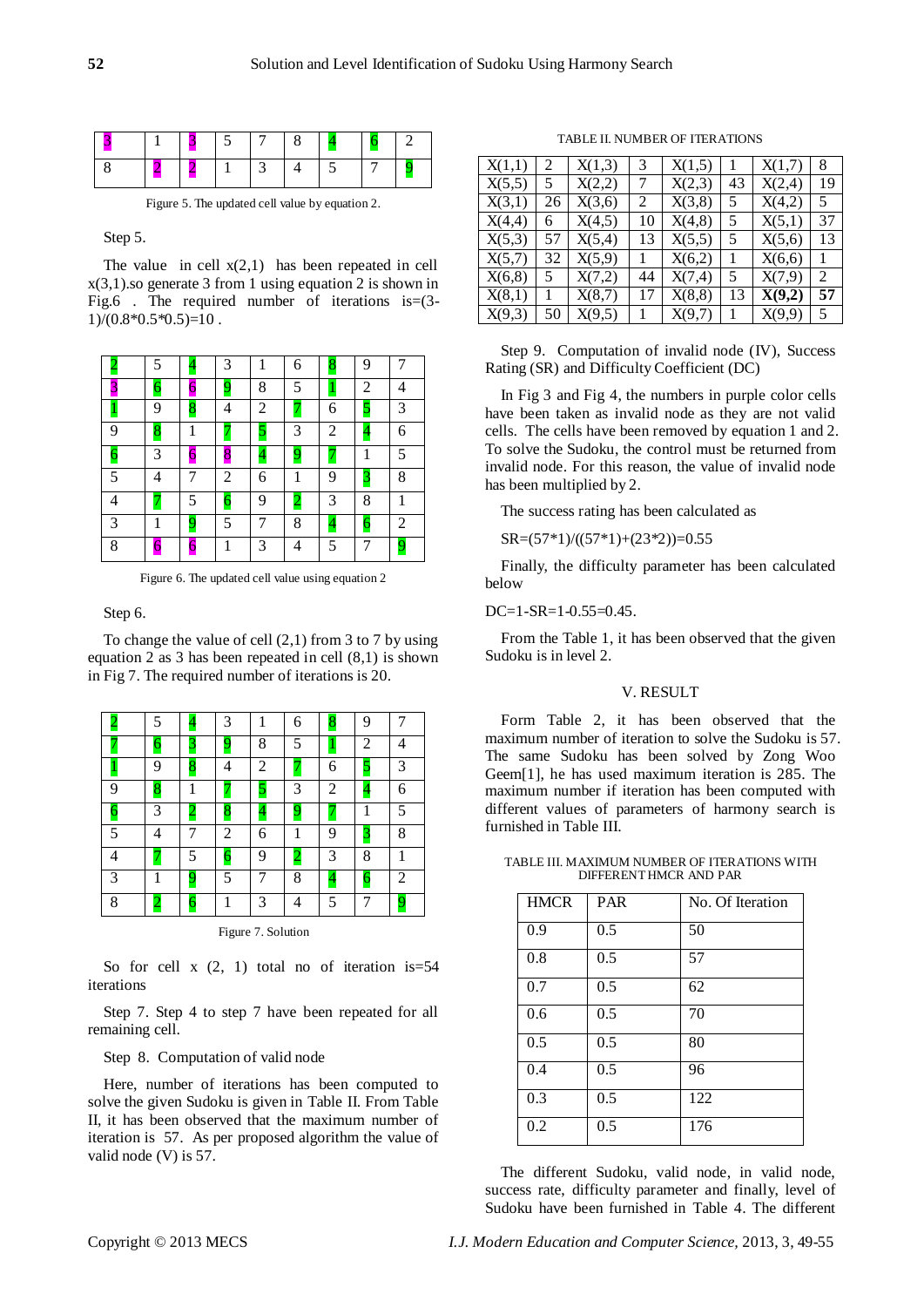| 3 | 1 | 3 | 5 | 7 | 8 | 4 | 6 | 2 |
|---|---|---|---|---|---|---|---|---|
| 8 | 2 | 2 | 1 | 3 | 4 | 5 | 7 | 9 |

Figure 5. The updated cell value by equation 2.

Step 5.

The value in cell x(2,1) has been repeated in cell x(3,1).so generate 3 from 1 using equation 2 is shown in Fig.6 . The required number of iterations is=(3-1)/(0.8*0.5*0.5)=10 .

| 2 | 5 | 4 | 3 | 1 | 6 | 8 | 9 | 7 |
|---|---|---|---|---|---|---|---|---|
| 3 | 6 | 6 | 9 | 8 | 5 | 1 | 2 | 4 |
| 1 | 9 | 8 | 4 | 2 | 7 | 6 | 5 | 3 |
| 9 | 8 | 1 | 7 | 5 | 3 | 2 | 4 | 6 |
| 6 | 3 | 6 | 8 | 4 | 9 | 7 | 1 | 5 |
| 5 | 4 | 7 | 2 | 6 | 1 | 9 | 3 | 8 |
| 4 | 7 | 5 | 6 | 9 | 2 | 3 | 8 | 1 |
| 3 | 1 | 9 | 5 | 7 | 8 | 4 | 6 | 2 |
| 8 | 6 | 6 | 1 | 3 | 4 | 5 | 7 | 9 |

Figure 6. The updated cell value using equation 2

Step 6.

To change the value of cell (2,1) from 3 to 7 by using equation 2 as 3 has been repeated in cell (8,1) is shown in Fig 7. The required number of iterations is 20.

| 2 | 5 | 4 | 3 | 1 | 6 | 8 | 9 | 7 |
|---|---|---|---|---|---|---|---|---|
| 7 | 6 | 3 | 9 | 8 | 5 | 1 | 2 | 4 |
| 1 | 9 | 8 | 4 | 2 | 7 | 6 | 5 | 3 |
| 9 | 8 | 1 | 7 | 5 | 3 | 2 | 4 | 6 |
| 6 | 3 | 2 | 8 | 4 | 9 | 7 | 1 | 5 |
| 5 | 4 | 7 | 2 | 6 | 1 | 9 | 3 | 8 |
| 4 | 7 | 5 | 6 | 9 | 2 | 3 | 8 | 1 |
| 3 | 1 | 9 | 5 | 7 | 8 | 4 | 6 | 2 |
| 8 | 2 | 6 | 1 | 3 | 4 | 5 | 7 | 9 |

Figure 7. Solution

So for cell x (2, 1) total no of iteration is=54 iterations

Step 7. Step 4 to step 7 have been repeated for all remaining cell.

Step 8. Computation of valid node

Here, number of iterations has been computed to solve the given Sudoku is given in Table II. From Table II, it has been observed that the maximum number of iteration is 57. As per proposed algorithm the value of valid node (V) is 57.

TABLE II. NUMBER OF ITERATIONS

| | | | | | | | |
|---|---|---|---|---|---|---|---|
| X(1,1) | 2 | X(1,3) | 3 | X(1,5) | 1 | X(1,7) | 8 |
| X(5,5) | 5 | X(2,2) | 7 | X(2,3) | 43 | X(2,4) | 19 |
| X(3,1) | 26 | X(3,6) | 2 | X(3,8) | 5 | X(4,2) | 5 |
| X(4,4) | 6 | X(4,5) | 10 | X(4,8) | 5 | X(5,1) | 37 |
| X(5,3) | 57 | X(5,4) | 13 | X(5,5) | 5 | X(5,6) | 13 |
| X(5,7) | 32 | X(5,9) | 1 | X(6,2) | 1 | X(6,6) | 1 |
| X(6,8) | 5 | X(7,2) | 44 | X(7,4) | 5 | X(7,9) | 2 |
| X(8,1) | 1 | X(8,7) | 17 | X(8,8) | 13 | **X(9,2)** | **57** |
| X(9,3) | 50 | X(9,5) | 1 | X(9,7) | 1 | X(9,9) | 5 |

Step 9. Computation of invalid node (IV), Success Rating (SR) and Difficulty Coefficient (DC)

In Fig 3 and Fig 4, the numbers in purple color cells have been taken as invalid node as they are not valid cells. The cells have been removed by equation 1 and 2. To solve the Sudoku, the control must be returned from invalid node. For this reason, the value of invalid node has been multiplied by 2.

The success rating has been calculated as

SR=(57*1)/((57*1)+(23*2))=0.55

Finally, the difficulty parameter has been calculated below

DC=1-SR=1-0.55=0.45.

From the Table 1, it has been observed that the given Sudoku is in level 2.

## V. RESULT

Form Table 2, it has been observed that the maximum number of iteration to solve the Sudoku is 57. The same Sudoku has been solved by Zong Woo Geem[1], he has used maximum iteration is 285. The maximum number if iteration has been computed with different values of parameters of harmony search is furnished in Table III.

TABLE III. MAXIMUM NUMBER OF ITERATIONS WITH DIFFERENT HMCR AND PAR

| HMCR | PAR | No. Of Iteration |
|---|---|---|
| 0.9 | 0.5 | 50 |
| 0.8 | 0.5 | 57 |
| 0.7 | 0.5 | 62 |
| 0.6 | 0.5 | 70 |
| 0.5 | 0.5 | 80 |
| 0.4 | 0.5 | 96 |
| 0.3 | 0.5 | 122 |
| 0.2 | 0.5 | 176 |

The different Sudoku, valid node, in valid node, success rate, difficulty parameter and finally, level of Sudoku have been furnished in Table 4. The different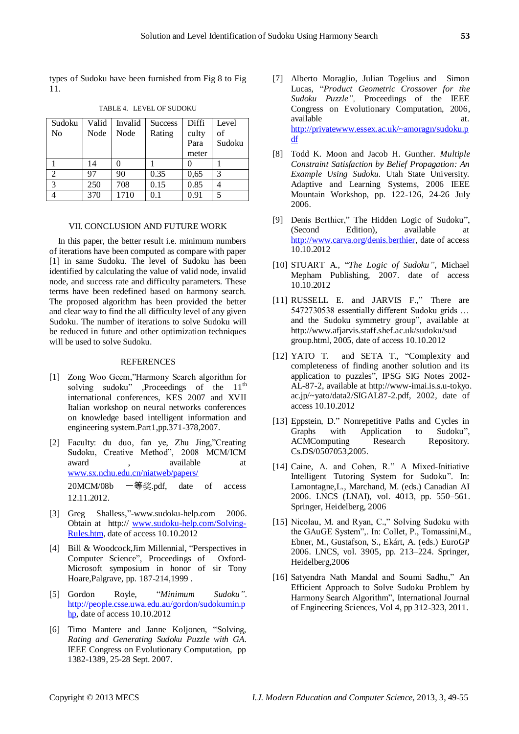types of Sudoku have been furnished from Fig 8 to Fig 11.

TABLE 4. LEVEL OF SUDOKU

| Sudoku No | Valid Node | Invalid Node | Success Rating | Difficulty Parameter | Level of Sudoku |
|---|---|---|---|---|---|
| 1 | 14 | 0 | 1 | 0 | 1 |
| 2 | 97 | 90 | 0.35 | 0,65 | 3 |
| 3 | 250 | 708 | 0.15 | 0.85 | 4 |
| 4 | 370 | 1710 | 0.1 | 0.91 | 5 |

## VII. CONCLUSION AND FUTURE WORK

In this paper, the better result i.e. minimum numbers of iterations have been computed as compare with paper [1] in same Sudoku. The level of Sudoku has been identified by calculating the value of valid node, invalid node, and success rate and difficulty parameters. These terms have been redefined based on harmony search. The proposed algorithm has been provided the better and clear way to find the all difficulty level of any given Sudoku. The number of iterations to solve Sudoku will be reduced in future and other optimization techniques will be used to solve Sudoku.

## REFERENCES

[1] Zong Woo Geem,"Harmony Search algorithm for solving sudoku" ,Proceedings of the 11th international conferences, KES 2007 and XVII Italian workshop on neural networks conferences on knowledge based intelligent information and engineering system.Part1,pp.371-378,2007.

[2] Faculty: du duo, fan ye, Zhu Jing,"Creating Sudoku, Creative Method", 2008 MCM/ICM award , available at www.sx.nchu.edu.cn/niatweb/papers/ 20MCM/08b 一等奖.pdf, date of access 12.11.2012.

[3] Greg Shalless,"-www.sudoku-help.com 2006. Obtain at http:// www.sudoku-help.com/Solving-Rules.htm, date of access 10.10.2012

[4] Bill & Woodcock,Jim Millennial, "Perspectives in Computer Science", Proceedings of Oxford-Microsoft symposium in honor of sir Tony Hoare,Palgrave, pp. 187-214,1999 .

[5] Gordon Royle, "*Minimum Sudoku*". http://people.csse.uwa.edu.au/gordon/sudokumin.php, date of access 10.10.2012

[6] Timo Mantere and Janne Koljonen, "Solving, *Rating and Generating Sudoku Puzzle with GA*. IEEE Congress on Evolutionary Computation, pp 1382-1389, 25-28 Sept. 2007.

[7] Alberto Moraglio, Julian Togelius and Simon Lucas, "*Product Geometric Crossover for the Sudoku Puzzle*", Proceedings of the IEEE Congress on Evolutionary Computation, 2006, available at. http://privatewww.essex.ac.uk/~amoragn/sudoku.pdf

[8] Todd K. Moon and Jacob H. Gunther. *Multiple Constraint Satisfaction by Belief Propagation: An Example Using Sudoku*. Utah State University. Adaptive and Learning Systems, 2006 IEEE Mountain Workshop, pp. 122-126, 24-26 July 2006.

[9] Denis Berthier," The Hidden Logic of Sudoku", (Second Edition), available at http://www.carva.org/denis.berthier, date of access 10.10.2012

[10] STUART A., "*The Logic of Sudoku*", Michael Mepham Publishing, 2007. date of access 10.10.2012

[11] RUSSELL E. and JARVIS F.," There are 5472730538 essentially different Sudoku grids … and the Sudoku symmetry group", available at http://www.afjarvis.staff.shef.ac.uk/sudoku/sudgroup.html, 2005, date of access 10.10.2012

[12] YATO T. and SETA T., "Complexity and completeness of finding another solution and its application to puzzles", IPSG SIG Notes 2002-AL-87-2, available at http://www-imai.is.s.u-tokyo.ac.jp/~yato/data2/SIGAL87-2.pdf, 2002, date of access 10.10.2012

[13] Eppstein, D." Nonrepetitive Paths and Cycles in Graphs with Application to Sudoku", ACMComputing Research Repository. Cs.DS/0507053,2005.

[14] Caine, A. and Cohen, R." A Mixed-Initiative Intelligent Tutoring System for Sudoku". In: Lamontagne,L., Marchand, M. (eds.) Canadian AI 2006. LNCS (LNAI), vol. 4013, pp. 550–561. Springer, Heidelberg, 2006

[15] Nicolau, M. and Ryan, C.," Solving Sudoku with the GAuGE System",. In: Collet, P., Tomassini,M., Ebner, M., Gustafson, S., Ekárt, A. (eds.) EuroGP 2006. LNCS, vol. 3905, pp. 213–224. Springer, Heidelberg,2006

[16] Satyendra Nath Mandal and Soumi Sadhu," An Efficient Approach to Solve Sudoku Problem by Harmony Search Algorithm", International Journal of Engineering Sciences, Vol 4, pp 312-323, 2011.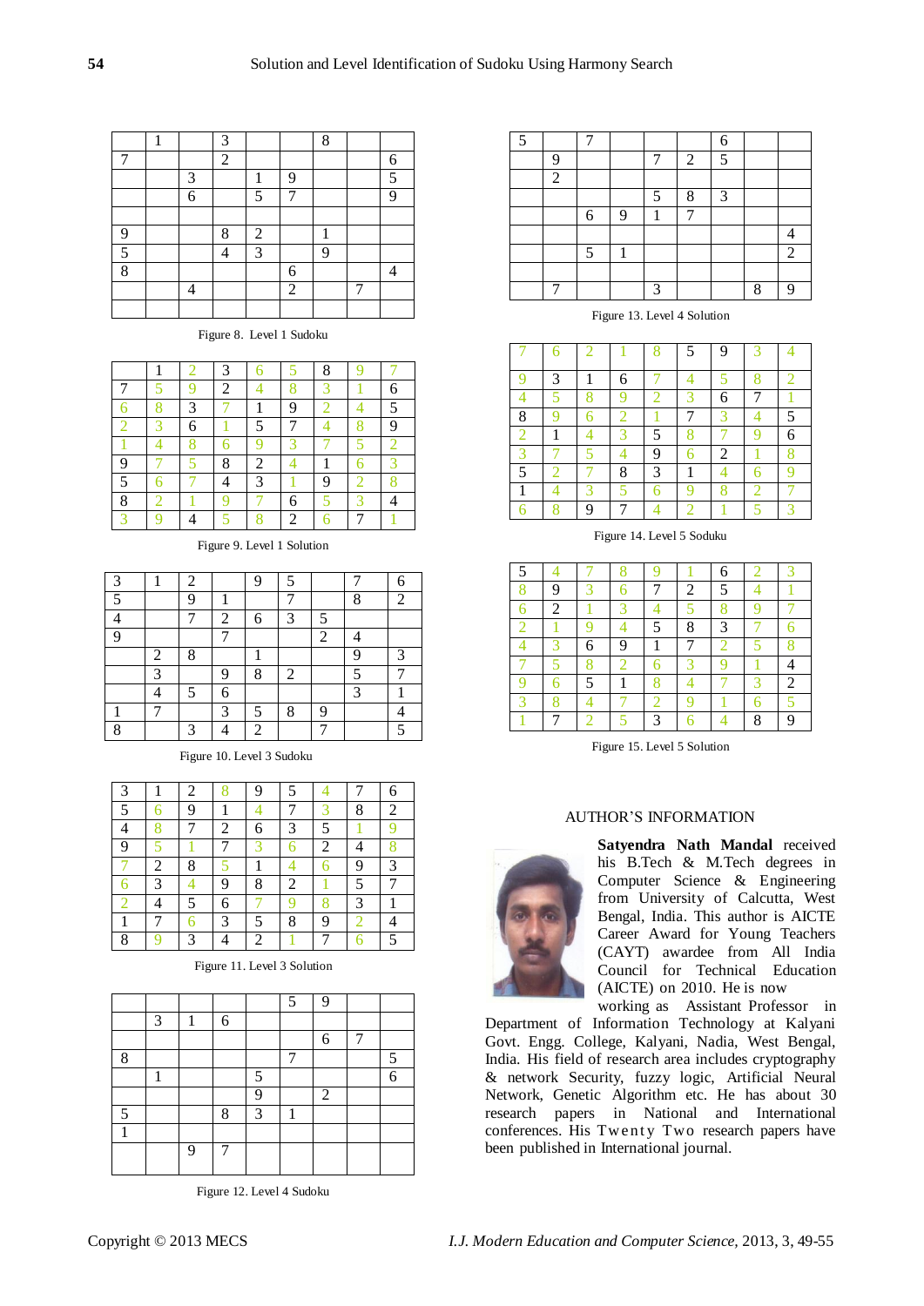| | 1 | | 3 | | | 8 | | |
|---|---|---|---|---|---|---|---|---|
| 7 | | | 2 | | | | | 6 |
| | | 3 | | 1 | 9 | | | 5 |
| | | 6 | | 5 | 7 | | | 9 |
| | | | | | | | | |
| 9 | | | 8 | 2 | | 1 | | |
| 5 | | | 4 | 3 | | 9 | | |
| 8 | | | | | 6 | | | 4 |
| | | 4 | | | 2 | | 7 | |
| | | | | | | | | |

Figure 8. Level 1 Sudoku

| | 1 | 2 | 3 | 6 | 5 | 8 | 9 | 7 |
|---|---|---|---|---|---|---|---|---|
| 7 | 5 | 9 | 2 | 4 | 8 | 3 | 1 | 6 |
| 6 | 8 | 3 | 7 | 1 | 9 | 2 | 4 | 5 |
| 2 | 3 | 6 | 1 | 5 | 7 | 4 | 8 | 9 |
| 1 | 4 | 8 | 6 | 9 | 3 | 7 | 5 | 2 |
| 9 | 7 | 5 | 8 | 2 | 4 | 1 | 6 | 3 |
| 5 | 6 | 7 | 4 | 3 | 1 | 9 | 2 | 8 |
| 8 | 2 | 1 | 9 | 7 | 6 | 5 | 3 | 4 |
| 3 | 9 | 4 | 5 | 8 | 2 | 6 | 7 | 1 |

Figure 9. Level 1 Solution

| 3 | 1 | 2 | | 9 | 5 | | 7 | 6 |
|---|---|---|---|---|---|---|---|---|
| 5 | | 9 | 1 | | 7 | | 8 | 2 |
| 4 | | 7 | 2 | 6 | 3 | 5 | | |
| 9 | | | 7 | | | 2 | 4 | |
| | 2 | 8 | | 1 | | | 9 | 3 |
| | 3 | | 9 | 8 | 2 | | 5 | 7 |
| | 4 | 5 | 6 | | | | 3 | 1 |
| 1 | 7 | | 3 | 5 | 8 | 9 | | 4 |
| 8 | | 3 | 4 | 2 | | 7 | | 5 |

Figure 10. Level 3 Sudoku

| 3 | 1 | 2 | 8 | 9 | 5 | 4 | 7 | 6 |
|---|---|---|---|---|---|---|---|---|
| 5 | 6 | 9 | 1 | 4 | 7 | 3 | 8 | 2 |
| 4 | 8 | 7 | 2 | 6 | 3 | 5 | 1 | 9 |
| 9 | 5 | 1 | 7 | 3 | 6 | 2 | 4 | 8 |
| 7 | 2 | 8 | 5 | 1 | 4 | 6 | 9 | 3 |
| 6 | 3 | 4 | 9 | 8 | 2 | 1 | 5 | 7 |
| 2 | 4 | 5 | 6 | 7 | 9 | 8 | 3 | 1 |
| 1 | 7 | 6 | 3 | 5 | 8 | 9 | 2 | 4 |
| 8 | 9 | 3 | 4 | 2 | 1 | 7 | 6 | 5 |

Figure 11. Level 3 Solution

| | | | | | 5 | 9 | | |
|---|---|---|---|---|---|---|---|---|
| | 3 | 1 | 6 | | | | | |
| | | | | | | 6 | 7 | |
| 8 | | | | | 7 | | | 5 |
| | 1 | | | 5 | | | | 6 |
| | | | | 9 | | 2 | | |
| 5 | | | 8 | 3 | 1 | | | |
| 1 | | | | | | | | |
| | | 9 | 7 | | | | | |

Figure 12. Level 4 Sudoku

| 5 | | 7 | | | | 6 | | |
|---|---|---|---|---|---|---|---|---|
| | 9 | | | 7 | 2 | 5 | | |
| | 2 | | | | | | | |
| | | | | 5 | 8 | 3 | | |
| | | 6 | 9 | 1 | 7 | | | |
| | | | | | | | | 4 |
| | | 5 | 1 | | | | | 2 |
| | | | | | | | | |
| | 7 | | | 3 | | | 8 | 9 |

Figure 13. Level 4 Solution

| 7 | 6 | 2 | 1 | 8 | 5 | 9 | 3 | 4 |
|---|---|---|---|---|---|---|---|---|
| 9 | 3 | 1 | 6 | 7 | 4 | 5 | 8 | 2 |
| 4 | 5 | 8 | 9 | 2 | 3 | 6 | 7 | 1 |
| 8 | 9 | 6 | 2 | 1 | 7 | 3 | 4 | 5 |
| 2 | 1 | 4 | 3 | 5 | 8 | 7 | 9 | 6 |
| 3 | 7 | 5 | 4 | 9 | 6 | 2 | 1 | 8 |
| 5 | 2 | 7 | 8 | 3 | 1 | 4 | 6 | 9 |
| 1 | 4 | 3 | 5 | 6 | 9 | 8 | 2 | 7 |
| 6 | 8 | 9 | 7 | 4 | 2 | 1 | 5 | 3 |

Figure 14. Level 5 Soduku

| 5 | 4 | 7 | 8 | 9 | 1 | 6 | 2 | 3 |
|---|---|---|---|---|---|---|---|---|
| 8 | 9 | 3 | 6 | 7 | 2 | 5 | 4 | 1 |
| 6 | 2 | 1 | 3 | 4 | 5 | 8 | 9 | 7 |
| 2 | 1 | 9 | 4 | 5 | 8 | 3 | 7 | 6 |
| 4 | 3 | 6 | 9 | 1 | 7 | 2 | 5 | 8 |
| 7 | 5 | 8 | 2 | 6 | 3 | 9 | 1 | 4 |
| 9 | 6 | 5 | 1 | 8 | 4 | 7 | 3 | 2 |
| 3 | 8 | 4 | 7 | 2 | 9 | 1 | 6 | 5 |
| 1 | 7 | 2 | 5 | 3 | 6 | 4 | 8 | 9 |

Figure 15. Level 5 Solution

## AUTHOR'S INFORMATION

**Satyendra Nath Mandal** received his B.Tech & M.Tech degrees in Computer Science & Engineering from University of Calcutta, West Bengal, India. This author is AICTE Career Award for Young Teachers (CAYT) awardee from All India Council for Technical Education (AICTE) on 2010. He is now working as Assistant Professor in Department of Information Technology at Kalyani Govt. Engg. College, Kalyani, Nadia, West Bengal, India. His field of research area includes cryptography & network Security, fuzzy logic, Artificial Neural Network, Genetic Algorithm etc. He has about 30 research papers in National and International conferences. His Twenty Two research papers have been published in International journal.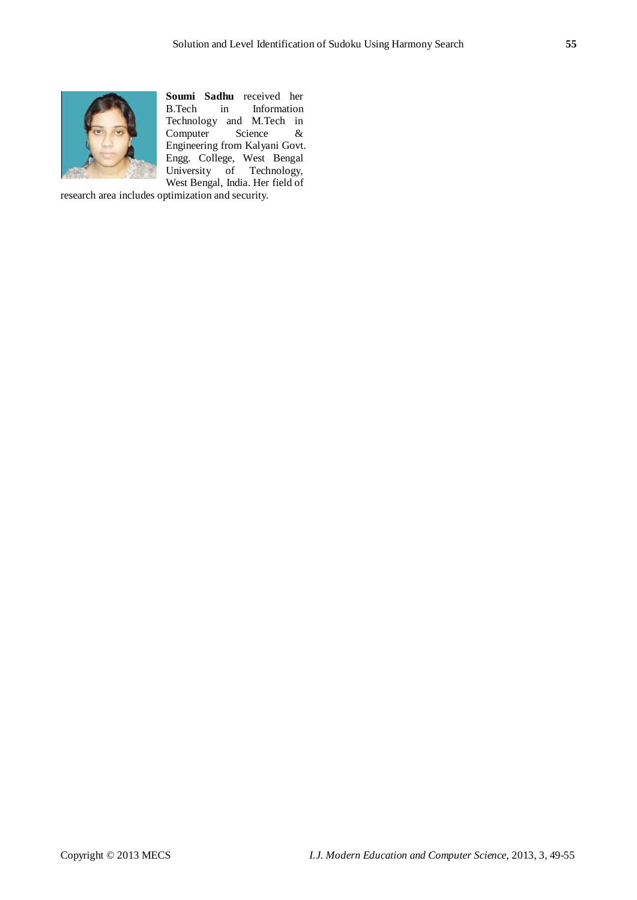**Soumi Sadhu** received her B.Tech in Information Technology and M.Tech in Computer Science & Engineering from Kalyani Govt. Engg. College, West Bengal University of Technology, West Bengal, India. Her field of research area includes optimization and security.